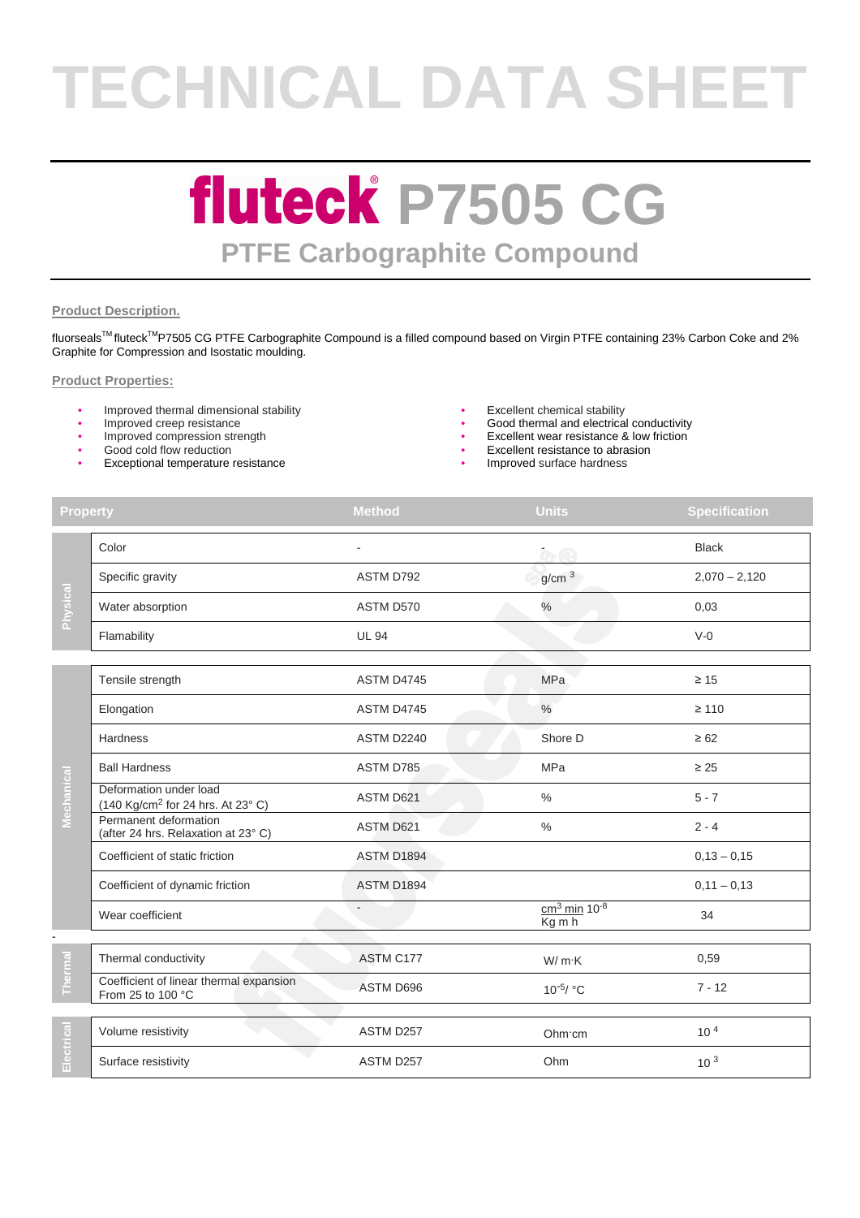# TECHNICAL DATA SHEET

# fluteck® P7505 CG

## PTFE Carbographite Compound

### Product Description.

fluorseals™ fluteck™ P7505 CG PTFE Carbographite Compound is a filled compound based on Virgin PTFE containing 23% Carbon Coke and 2% Graphite for Compression and Isostatic moulding.

### Product Properties:

- Improved thermal dimensional stability
- Improved creep resistance
- Improved compression strength
- Good cold flow reduction
- Exceptional temperature resistance
- Excellent chemical stability
- Good thermal and electrical conductivity
- Excellent wear resistance & low friction
- Excellent resistance to abrasion
- Improved surface hardness

| | Property | Method | Units | Specification |
|---|---|---|---|---|
| Physical | Color | - | - | Black |
| | Specific gravity | ASTM D792 | $g/cm^3$ | 2,070 – 2,120 |
| | Water absorption | ASTM D570 | % | 0,03 |
| | Flamability | UL 94 | | V-0 |
| Mechanical | Tensile strength | ASTM D4745 | MPa | ≥ 15 |
| | Elongation | ASTM D4745 | % | ≥ 110 |
| | Hardness | ASTM D2240 | Shore D | ≥ 62 |
| | Ball Hardness | ASTM D785 | MPa | ≥ 25 |
| | Deformation under load ($140\ Kg/cm^2$ for 24 hrs. At 23° C) | ASTM D621 | % | 5 - 7 |
| | Permanent deformation (after 24 hrs. Relaxation at 23° C) | ASTM D621 | % | 2 - 4 |
| | Coefficient of static friction | ASTM D1894 | | 0,13 – 0,15 |
| | Coefficient of dynamic friction | ASTM D1894 | | 0,11 – 0,13 |
| | Wear coefficient | - | $\frac{cm^3\ min}{Kg\ m\ h} 10^{-8}$ | 34 |
| Thermal | Thermal conductivity | ASTM C177 | W/ m·K | 0,59 |
| | Coefficient of linear thermal expansion From 25 to 100 °C | ASTM D696 | $10^{-5}$/ °C | 7 - 12 |
| Electrical | Volume resistivity | ASTM D257 | Ohm·cm | $10^4$ |
| | Surface resistivity | ASTM D257 | Ohm | $10^3$ |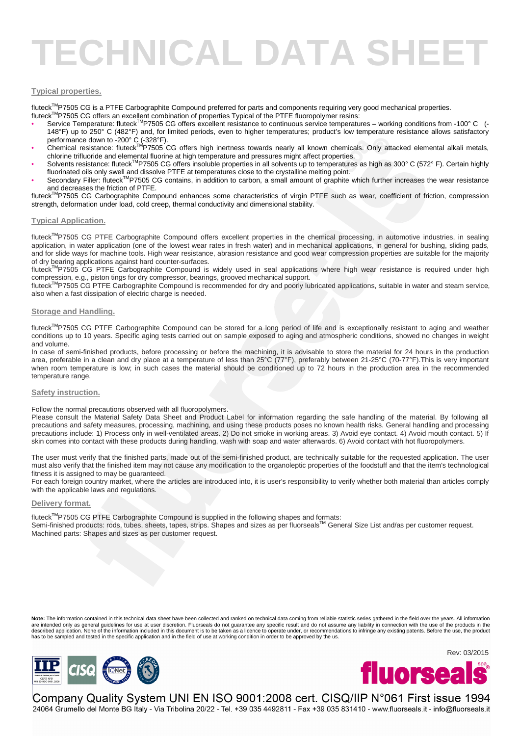# TECHNICAL DATA SHEET

## Typical properties.

fluteck™P7505 CG is a PTFE Carbographite Compound preferred for parts and components requiring very good mechanical properties.
fluteck™P7505 CG offers an excellent combination of properties Typical of the PTFE fluoropolymer resins:

- Service Temperature: fluteck™P7505 CG offers excellent resistance to continuous service temperatures – working conditions from -100° C (-148°F) up to 250° C (482°F) and, for limited periods, even to higher temperatures; product's low temperature resistance allows satisfactory performance down to -200° C (-328°F).
- Chemical resistance: fluteck™P7505 CG offers high inertness towards nearly all known chemicals. Only attacked elemental alkali metals, chlorine trifluoride and elemental fluorine at high temperature and pressures might affect properties.
- Solvents resistance: fluteck™P7505 CG offers insoluble properties in all solvents up to temperatures as high as 300° C (572° F). Certain highly fluorinated oils only swell and dissolve PTFE at temperatures close to the crystalline melting point.
- Secondary Filler: fluteck™P7505 CG contains, in addition to carbon, a small amount of graphite which further increases the wear resistance and decreases the friction of PTFE.

fluteck™P7505 CG Carbographite Compound enhances some characteristics of virgin PTFE such as wear, coefficient of friction, compression strength, deformation under load, cold creep, thermal conductivity and dimensional stability.

## Typical Application.

fluteck™P7505 CG PTFE Carbographite Compound offers excellent properties in the chemical processing, in automotive industries, in sealing application, in water application (one of the lowest wear rates in fresh water) and in mechanical applications, in general for bushing, sliding pads, and for slide ways for machine tools. High wear resistance, abrasion resistance and good wear compression properties are suitable for the majority of dry bearing applications against hard counter-surfaces.
fluteck™P7505 CG PTFE Carbographite Compound is widely used in seal applications where high wear resistance is required under high compression, e.g., piston tings for dry compressor, bearings, grooved mechanical support.
fluteck™P7505 CG PTFE Carbographite Compound is recommended for dry and poorly lubricated applications, suitable in water and steam service, also when a fast dissipation of electric charge is needed.

## Storage and Handling.

fluteck™P7505 CG PTFE Carbographite Compound can be stored for a long period of life and is exceptionally resistant to aging and weather conditions up to 10 years. Specific aging tests carried out on sample exposed to aging and atmospheric conditions, showed no changes in weight and volume.
In case of semi-finished products, before processing or before the machining, it is advisable to store the material for 24 hours in the production area, preferable in a clean and dry place at a temperature of less than 25°C (77°F), preferably between 21-25°C (70-77°F).This is very important when room temperature is low; in such cases the material should be conditioned up to 72 hours in the production area in the recommended temperature range.

## Safety instruction.

Follow the normal precautions observed with all fluoropolymers.
Please consult the Material Safety Data Sheet and Product Label for information regarding the safe handling of the material. By following all precautions and safety measures, processing, machining, and using these products poses no known health risks. General handling and processing precautions include: 1) Process only in well-ventilated areas. 2) Do not smoke in working areas. 3) Avoid eye contact. 4) Avoid mouth contact. 5) If skin comes into contact with these products during handling, wash with soap and water afterwards. 6) Avoid contact with hot fluoropolymers.

The user must verify that the finished parts, made out of the semi-finished product, are technically suitable for the requested application. The user must also verify that the finished item may not cause any modification to the organoleptic properties of the foodstuff and that the item's technological fitness it is assigned to may be guaranteed.
For each foreign country market, where the articles are introduced into, it is user's responsibility to verify whether both material than articles comply with the applicable laws and regulations.

## Delivery format.

fluteck™P7505 CG PTFE Carbographite Compound is supplied in the following shapes and formats:
Semi-finished products: rods, tubes, sheets, tapes, strips. Shapes and sizes as per fluorseals™ General Size List and/as per customer request.
Machined parts: Shapes and sizes as per customer request.

**Note:** The information contained in this technical data sheet have been collected and ranked on technical data coming from reliable statistic series gathered in the field over the years. All information are intended only as general guidelines for use at user discretion. Fluorseals do not guarantee any specific result and do not assume any liability in connection with the use of the products in the described application. None of the information included in this document is to be taken as a licence to operate under, or recommendations to infringe any existing patents. Before the use, the product has to be sampled and tested in the specific application and in the field of use at working condition in order to be approved by the us.

Rev: 03/2015

fluorseals spa

Company Quality System UNI EN ISO 9001:2008 cert. CISQ/IIP N°061 First issue 1994
24064 Grumello del Monte BG Italy - Via Tribolina 20/22 - Tel. +39 035 4492811 - Fax +39 035 831410 - www.fluorseals.it - info@fluorseals.it